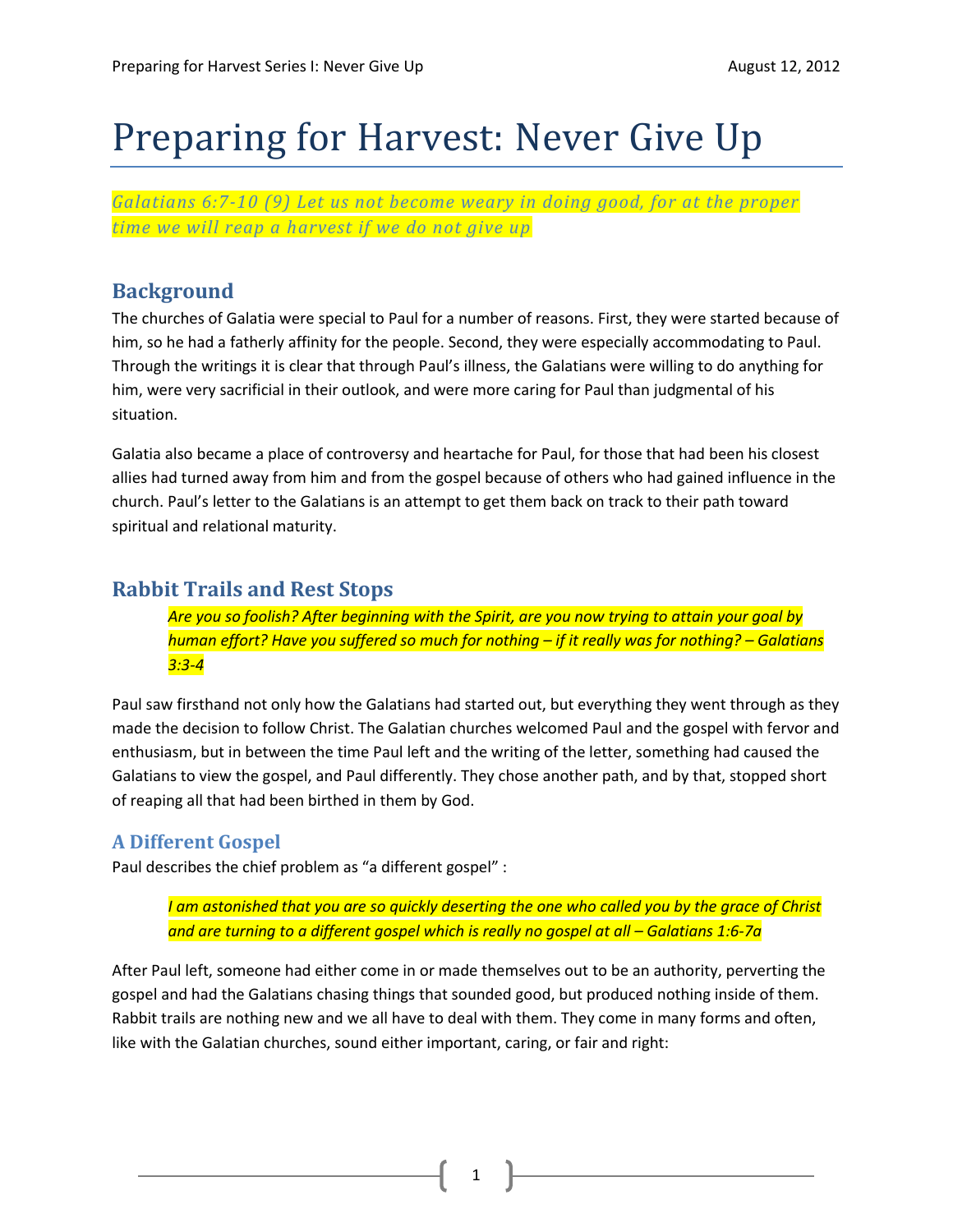# Preparing for Harvest: Never Give Up

*Galatians 6:7-10 (9) Let us not become weary in doing good, for at the proper time we will reap a harvest if we do not give up*

## Background

The churches of Galatia were special to Paul for a number of reasons. First, they were started because of him, so he had a fatherly affinity for the people. Second, they were especially accommodating to Paul. Through the writings it is clear that through Paul's illness, the Galatians were willing to do anything for him, were very sacrificial in their outlook, and were more caring for Paul than judgmental of his situation.

Galatia also became a place of controversy and heartache for Paul, for those that had been his closest allies had turned away from him and from the gospel because of others who had gained influence in the church. Paul's letter to the Galatians is an attempt to get them back on track to their path toward spiritual and relational maturity.

## Rabbit Trails and Rest Stops

> *Are you so foolish? After beginning with the Spirit, are you now trying to attain your goal by human effort? Have you suffered so much for nothing – if it really was for nothing? – Galatians 3:3-4*

Paul saw firsthand not only how the Galatians had started out, but everything they went through as they made the decision to follow Christ. The Galatian churches welcomed Paul and the gospel with fervor and enthusiasm, but in between the time Paul left and the writing of the letter, something had caused the Galatians to view the gospel, and Paul differently. They chose another path, and by that, stopped short of reaping all that had been birthed in them by God.

### A Different Gospel

Paul describes the chief problem as "a different gospel" :

> *I am astonished that you are so quickly deserting the one who called you by the grace of Christ and are turning to a different gospel which is really no gospel at all – Galatians 1:6-7a*

After Paul left, someone had either come in or made themselves out to be an authority, perverting the gospel and had the Galatians chasing things that sounded good, but produced nothing inside of them. Rabbit trails are nothing new and we all have to deal with them. They come in many forms and often, like with the Galatian churches, sound either important, caring, or fair and right: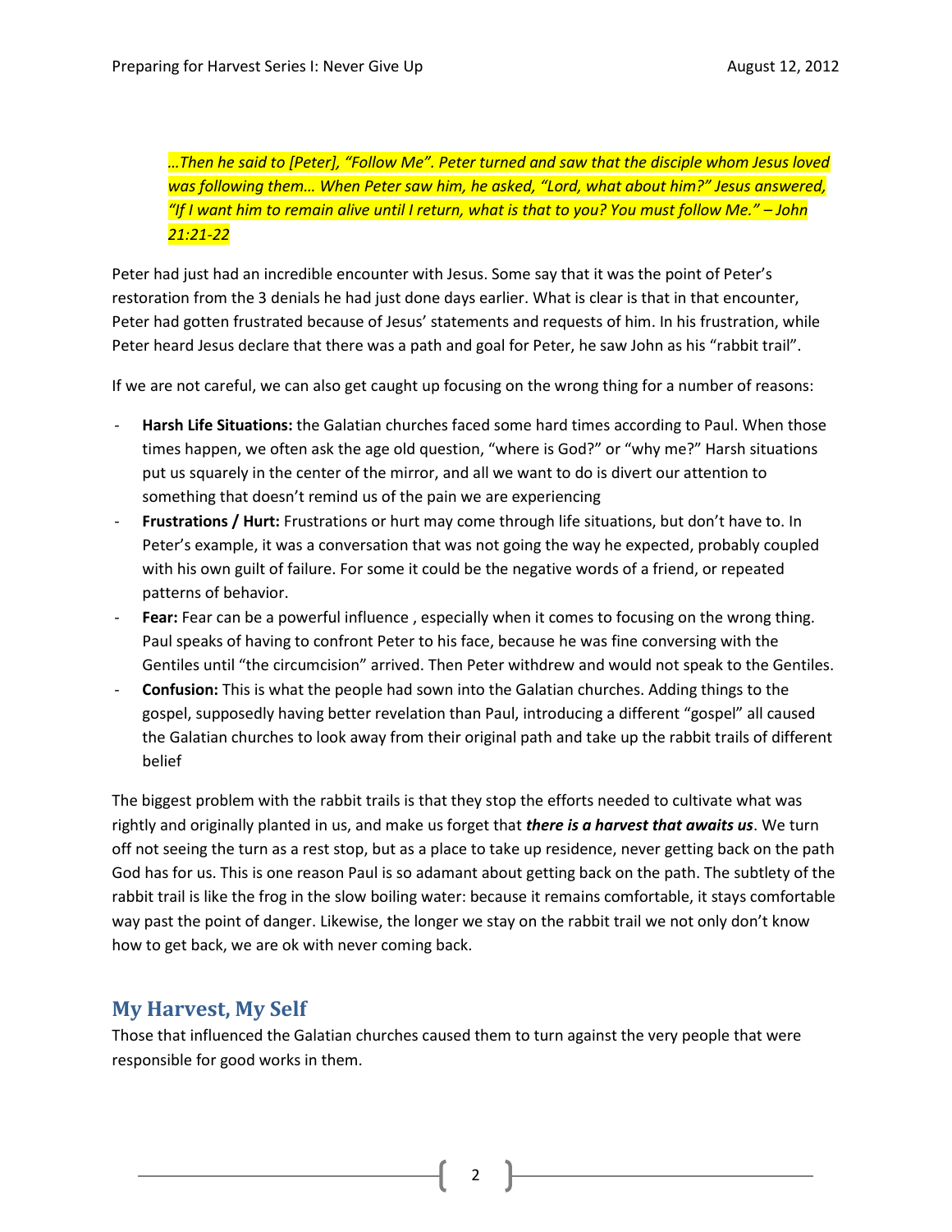*…Then he said to [Peter], “Follow Me”. Peter turned and saw that the disciple whom Jesus loved was following them… When Peter saw him, he asked, “Lord, what about him?” Jesus answered, “If I want him to remain alive until I return, what is that to you? You must follow Me.” – John 21:21-22*

Peter had just had an incredible encounter with Jesus. Some say that it was the point of Peter’s restoration from the 3 denials he had just done days earlier. What is clear is that in that encounter, Peter had gotten frustrated because of Jesus’ statements and requests of him. In his frustration, while Peter heard Jesus declare that there was a path and goal for Peter, he saw John as his “rabbit trail”.

If we are not careful, we can also get caught up focusing on the wrong thing for a number of reasons:

- **Harsh Life Situations:** the Galatian churches faced some hard times according to Paul. When those times happen, we often ask the age old question, “where is God?” or “why me?” Harsh situations put us squarely in the center of the mirror, and all we want to do is divert our attention to something that doesn’t remind us of the pain we are experiencing
- **Frustrations / Hurt:** Frustrations or hurt may come through life situations, but don’t have to. In Peter’s example, it was a conversation that was not going the way he expected, probably coupled with his own guilt of failure. For some it could be the negative words of a friend, or repeated patterns of behavior.
- **Fear:** Fear can be a powerful influence , especially when it comes to focusing on the wrong thing. Paul speaks of having to confront Peter to his face, because he was fine conversing with the Gentiles until “the circumcision” arrived. Then Peter withdrew and would not speak to the Gentiles.
- **Confusion:** This is what the people had sown into the Galatian churches. Adding things to the gospel, supposedly having better revelation than Paul, introducing a different “gospel” all caused the Galatian churches to look away from their original path and take up the rabbit trails of different belief

The biggest problem with the rabbit trails is that they stop the efforts needed to cultivate what was rightly and originally planted in us, and make us forget that ***there is a harvest that awaits us***. We turn off not seeing the turn as a rest stop, but as a place to take up residence, never getting back on the path God has for us. This is one reason Paul is so adamant about getting back on the path. The subtlety of the rabbit trail is like the frog in the slow boiling water: because it remains comfortable, it stays comfortable way past the point of danger. Likewise, the longer we stay on the rabbit trail we not only don’t know how to get back, we are ok with never coming back.

## My Harvest, My Self

Those that influenced the Galatian churches caused them to turn against the very people that were responsible for good works in them.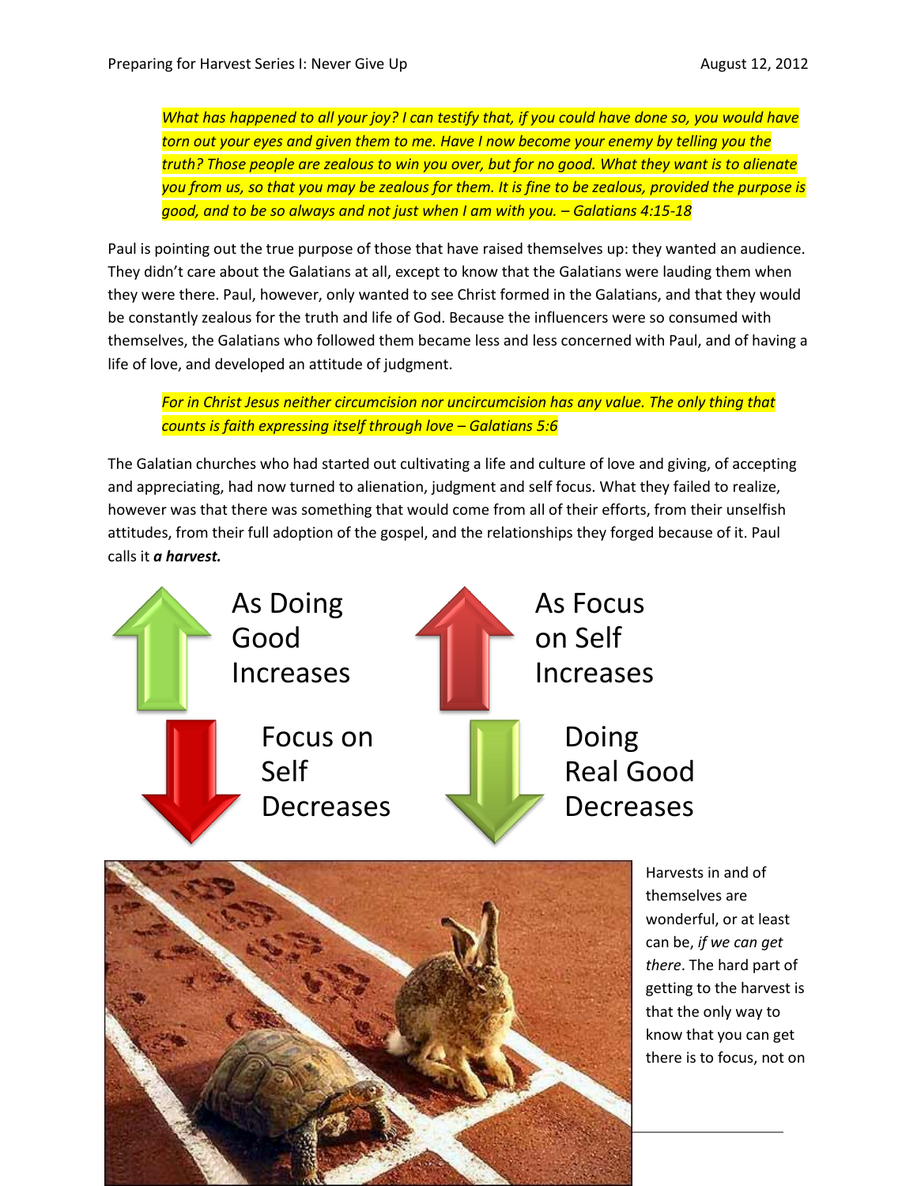*What has happened to all your joy? I can testify that, if you could have done so, you would have torn out your eyes and given them to me. Have I now become your enemy by telling you the truth? Those people are zealous to win you over, but for no good. What they want is to alienate you from us, so that you may be zealous for them. It is fine to be zealous, provided the purpose is good, and to be so always and not just when I am with you. – Galatians 4:15-18*

Paul is pointing out the true purpose of those that have raised themselves up: they wanted an audience. They didn't care about the Galatians at all, except to know that the Galatians were lauding them when they were there. Paul, however, only wanted to see Christ formed in the Galatians, and that they would be constantly zealous for the truth and life of God. Because the influencers were so consumed with themselves, the Galatians who followed them became less and less concerned with Paul, and of having a life of love, and developed an attitude of judgment.

*For in Christ Jesus neither circumcision nor uncircumcision has any value. The only thing that counts is faith expressing itself through love – Galatians 5:6*

The Galatian churches who had started out cultivating a life and culture of love and giving, of accepting and appreciating, had now turned to alienation, judgment and self focus. What they failed to realize, however was that there was something that would come from all of their efforts, from their unselfish attitudes, from their full adoption of the gospel, and the relationships they forged because of it. Paul calls it ***a harvest.***

As Doing Good Increases

Focus on Self Decreases

As Focus on Self Increases

Doing Real Good Decreases

Harvests in and of themselves are wonderful, or at least can be, *if we can get there*. The hard part of getting to the harvest is that the only way to know that you can get there is to focus, not on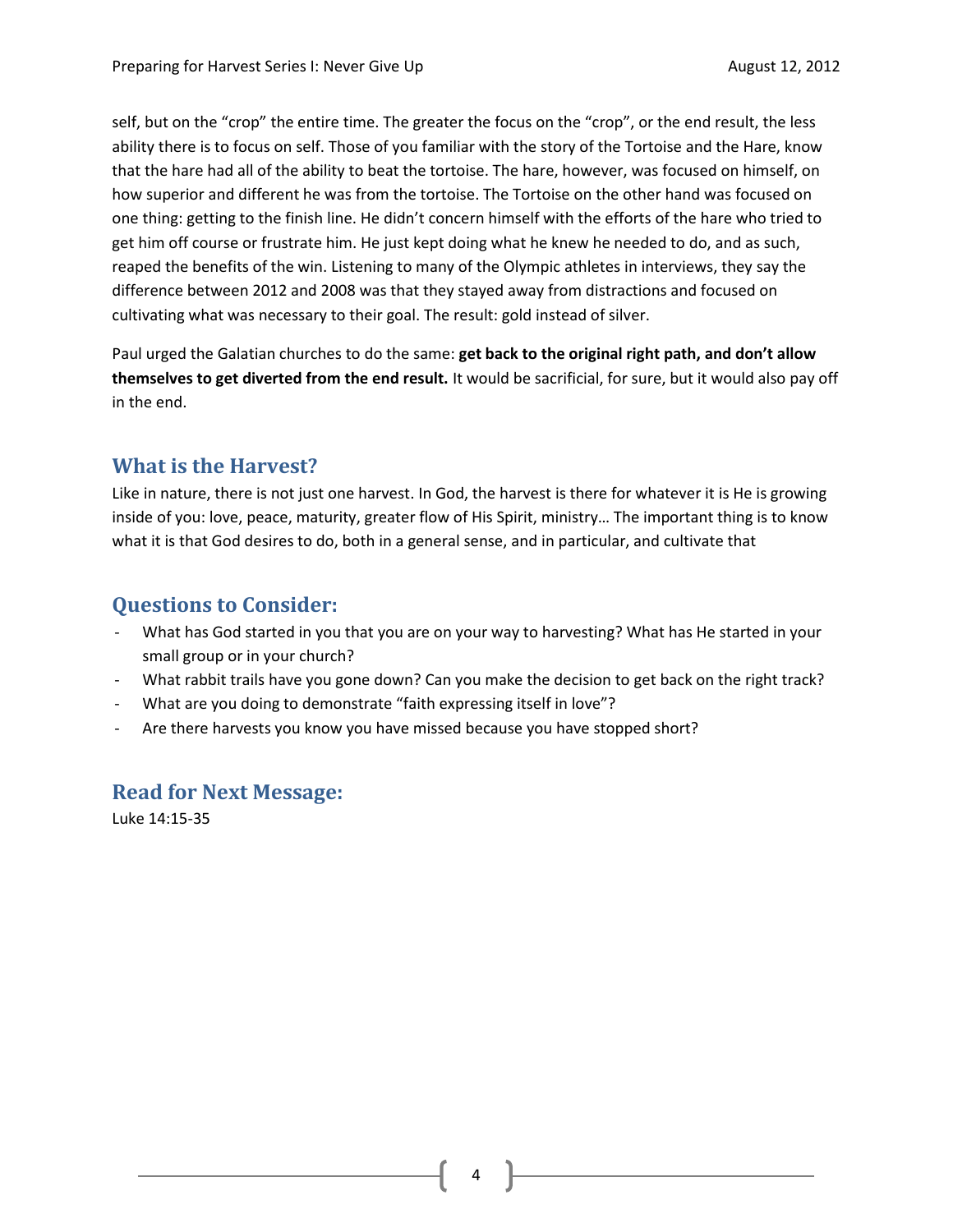self, but on the "crop" the entire time. The greater the focus on the "crop", or the end result, the less ability there is to focus on self. Those of you familiar with the story of the Tortoise and the Hare, know that the hare had all of the ability to beat the tortoise. The hare, however, was focused on himself, on how superior and different he was from the tortoise. The Tortoise on the other hand was focused on one thing: getting to the finish line. He didn't concern himself with the efforts of the hare who tried to get him off course or frustrate him. He just kept doing what he knew he needed to do, and as such, reaped the benefits of the win. Listening to many of the Olympic athletes in interviews, they say the difference between 2012 and 2008 was that they stayed away from distractions and focused on cultivating what was necessary to their goal. The result: gold instead of silver.

Paul urged the Galatian churches to do the same: **get back to the original right path, and don't allow themselves to get diverted from the end result.** It would be sacrificial, for sure, but it would also pay off in the end.

## What is the Harvest?

Like in nature, there is not just one harvest. In God, the harvest is there for whatever it is He is growing inside of you: love, peace, maturity, greater flow of His Spirit, ministry… The important thing is to know what it is that God desires to do, both in a general sense, and in particular, and cultivate that

## Questions to Consider:

- What has God started in you that you are on your way to harvesting? What has He started in your small group or in your church?
- What rabbit trails have you gone down? Can you make the decision to get back on the right track?
- What are you doing to demonstrate "faith expressing itself in love"?
- Are there harvests you know you have missed because you have stopped short?

## Read for Next Message:

Luke 14:15-35